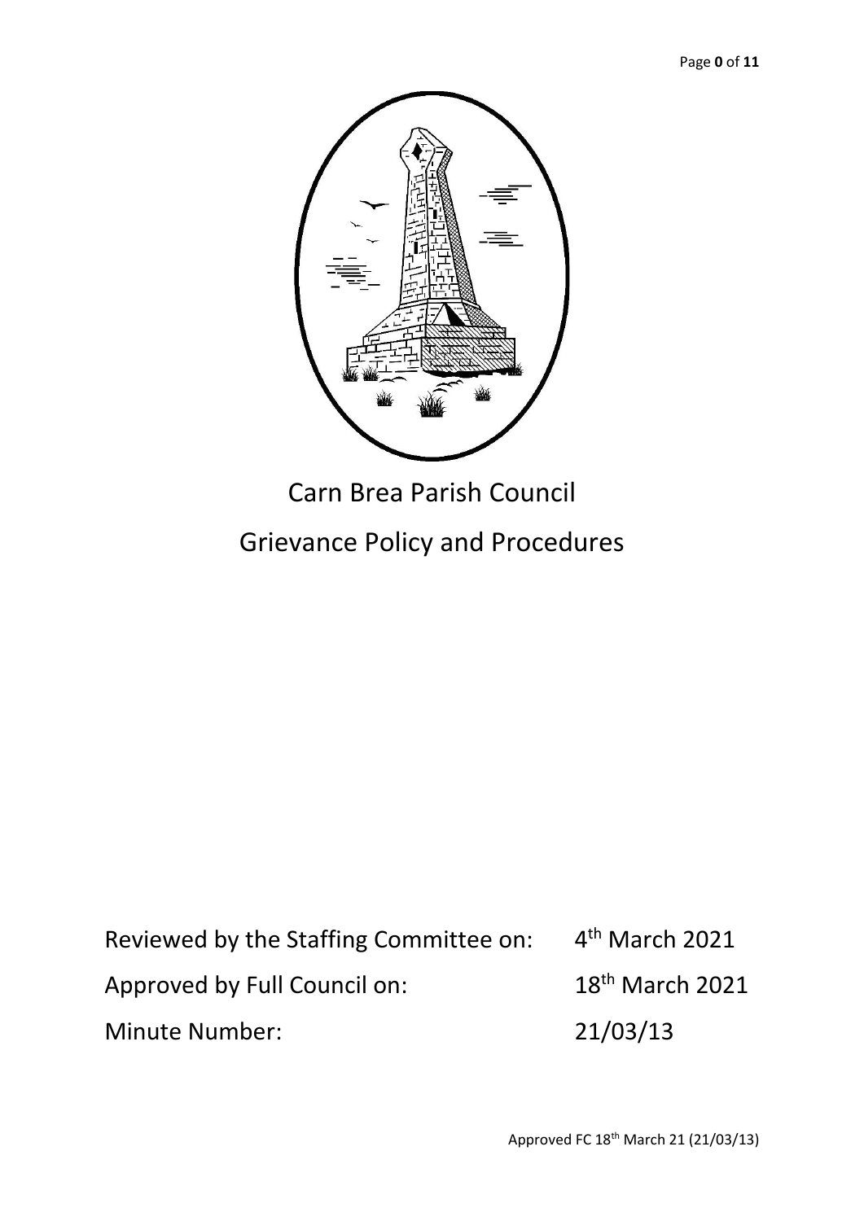# Carn Brea Parish Council

## Grievance Policy and Procedures

Reviewed by the Staffing Committee on: 4th March 2021

Approved by Full Council on: 18th March 2021

Minute Number: 21/03/13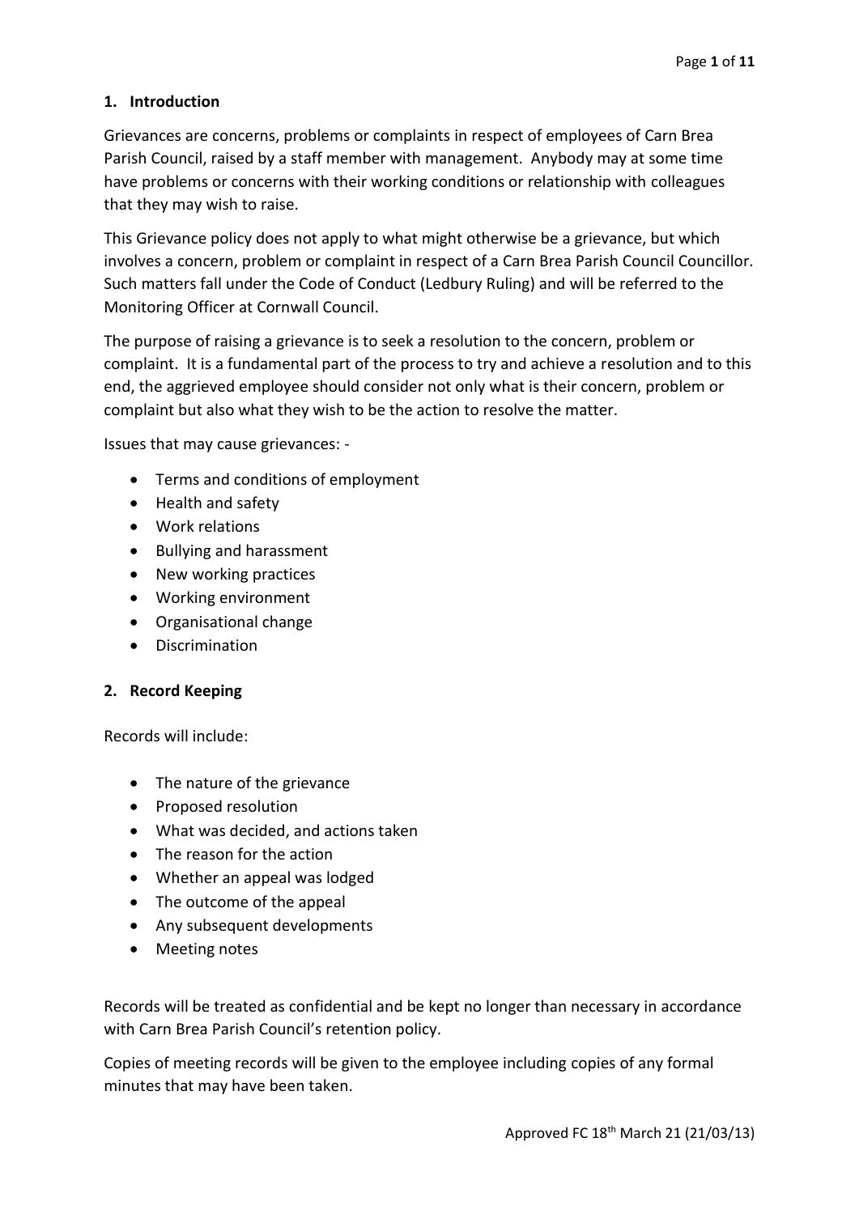## 1. Introduction

Grievances are concerns, problems or complaints in respect of employees of Carn Brea Parish Council, raised by a staff member with management. Anybody may at some time have problems or concerns with their working conditions or relationship with colleagues that they may wish to raise.

This Grievance policy does not apply to what might otherwise be a grievance, but which involves a concern, problem or complaint in respect of a Carn Brea Parish Council Councillor. Such matters fall under the Code of Conduct (Ledbury Ruling) and will be referred to the Monitoring Officer at Cornwall Council.

The purpose of raising a grievance is to seek a resolution to the concern, problem or complaint. It is a fundamental part of the process to try and achieve a resolution and to this end, the aggrieved employee should consider not only what is their concern, problem or complaint but also what they wish to be the action to resolve the matter.

Issues that may cause grievances: -

- Terms and conditions of employment
- Health and safety
- Work relations
- Bullying and harassment
- New working practices
- Working environment
- Organisational change
- Discrimination

## 2. Record Keeping

Records will include:

- The nature of the grievance
- Proposed resolution
- What was decided, and actions taken
- The reason for the action
- Whether an appeal was lodged
- The outcome of the appeal
- Any subsequent developments
- Meeting notes

Records will be treated as confidential and be kept no longer than necessary in accordance with Carn Brea Parish Council's retention policy.

Copies of meeting records will be given to the employee including copies of any formal minutes that may have been taken.

Approved FC 18th March 21 (21/03/13)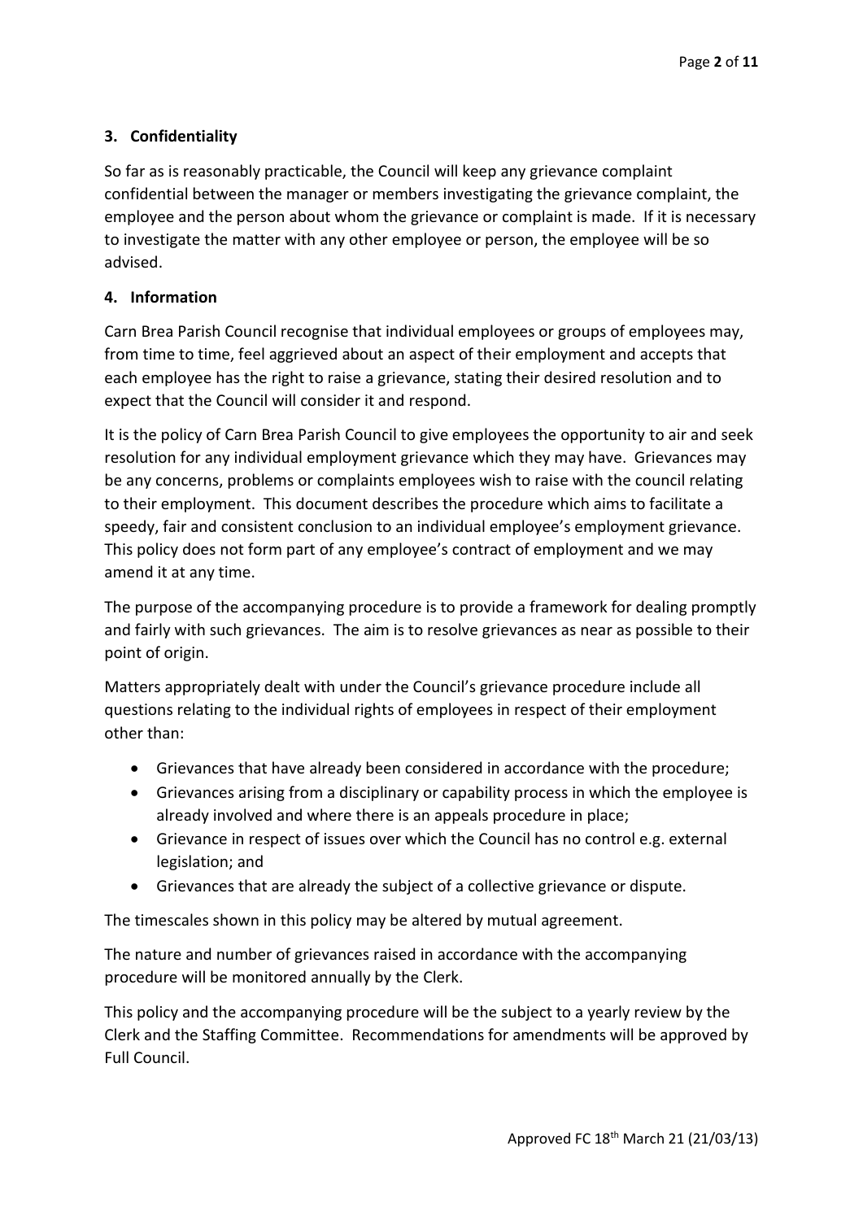## 3. Confidentiality

So far as is reasonably practicable, the Council will keep any grievance complaint confidential between the manager or members investigating the grievance complaint, the employee and the person about whom the grievance or complaint is made. If it is necessary to investigate the matter with any other employee or person, the employee will be so advised.

## 4. Information

Carn Brea Parish Council recognise that individual employees or groups of employees may, from time to time, feel aggrieved about an aspect of their employment and accepts that each employee has the right to raise a grievance, stating their desired resolution and to expect that the Council will consider it and respond.

It is the policy of Carn Brea Parish Council to give employees the opportunity to air and seek resolution for any individual employment grievance which they may have. Grievances may be any concerns, problems or complaints employees wish to raise with the council relating to their employment. This document describes the procedure which aims to facilitate a speedy, fair and consistent conclusion to an individual employee's employment grievance. This policy does not form part of any employee's contract of employment and we may amend it at any time.

The purpose of the accompanying procedure is to provide a framework for dealing promptly and fairly with such grievances. The aim is to resolve grievances as near as possible to their point of origin.

Matters appropriately dealt with under the Council's grievance procedure include all questions relating to the individual rights of employees in respect of their employment other than:

- Grievances that have already been considered in accordance with the procedure;
- Grievances arising from a disciplinary or capability process in which the employee is already involved and where there is an appeals procedure in place;
- Grievance in respect of issues over which the Council has no control e.g. external legislation; and
- Grievances that are already the subject of a collective grievance or dispute.

The timescales shown in this policy may be altered by mutual agreement.

The nature and number of grievances raised in accordance with the accompanying procedure will be monitored annually by the Clerk.

This policy and the accompanying procedure will be the subject to a yearly review by the Clerk and the Staffing Committee. Recommendations for amendments will be approved by Full Council.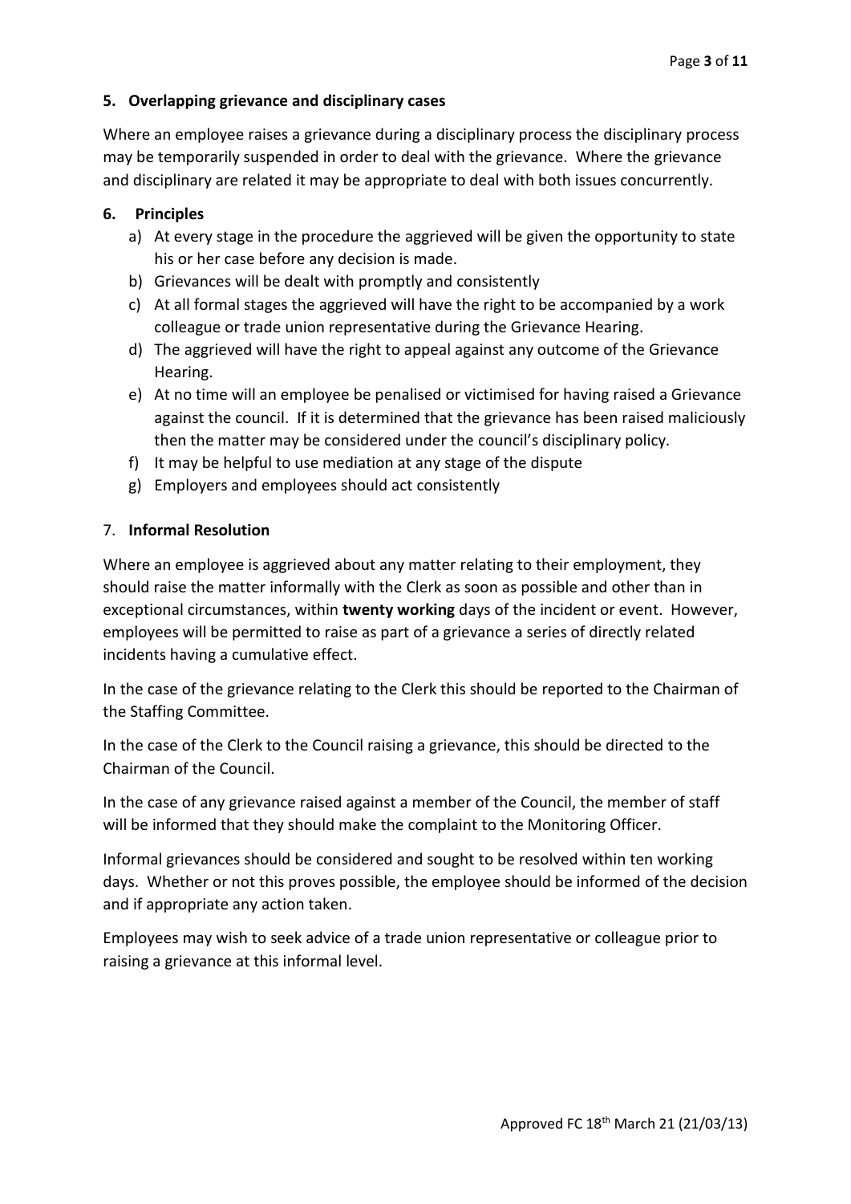## 5. Overlapping grievance and disciplinary cases

Where an employee raises a grievance during a disciplinary process the disciplinary process may be temporarily suspended in order to deal with the grievance. Where the grievance and disciplinary are related it may be appropriate to deal with both issues concurrently.

## 6. Principles

a) At every stage in the procedure the aggrieved will be given the opportunity to state his or her case before any decision is made.
b) Grievances will be dealt with promptly and consistently
c) At all formal stages the aggrieved will have the right to be accompanied by a work colleague or trade union representative during the Grievance Hearing.
d) The aggrieved will have the right to appeal against any outcome of the Grievance Hearing.
e) At no time will an employee be penalised or victimised for having raised a Grievance against the council. If it is determined that the grievance has been raised maliciously then the matter may be considered under the council's disciplinary policy.
f) It may be helpful to use mediation at any stage of the dispute
g) Employers and employees should act consistently

## 7. Informal Resolution

Where an employee is aggrieved about any matter relating to their employment, they should raise the matter informally with the Clerk as soon as possible and other than in exceptional circumstances, within **twenty working** days of the incident or event. However, employees will be permitted to raise as part of a grievance a series of directly related incidents having a cumulative effect.

In the case of the grievance relating to the Clerk this should be reported to the Chairman of the Staffing Committee.

In the case of the Clerk to the Council raising a grievance, this should be directed to the Chairman of the Council.

In the case of any grievance raised against a member of the Council, the member of staff will be informed that they should make the complaint to the Monitoring Officer.

Informal grievances should be considered and sought to be resolved within ten working days. Whether or not this proves possible, the employee should be informed of the decision and if appropriate any action taken.

Employees may wish to seek advice of a trade union representative or colleague prior to raising a grievance at this informal level.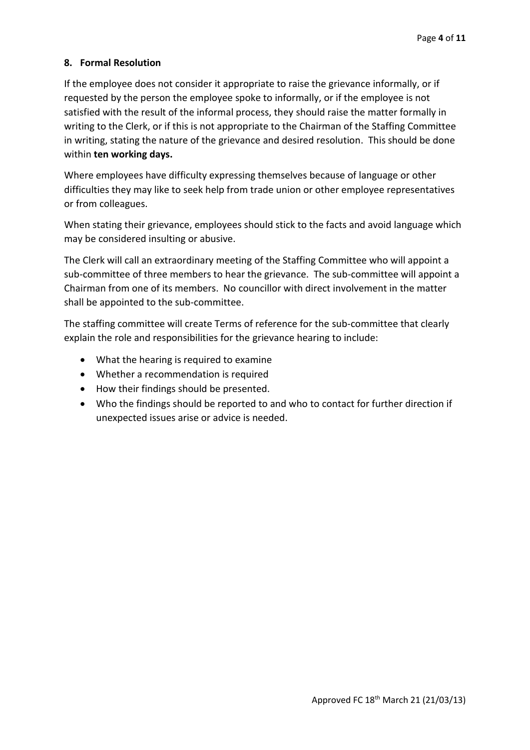## 8. Formal Resolution

If the employee does not consider it appropriate to raise the grievance informally, or if requested by the person the employee spoke to informally, or if the employee is not satisfied with the result of the informal process, they should raise the matter formally in writing to the Clerk, or if this is not appropriate to the Chairman of the Staffing Committee in writing, stating the nature of the grievance and desired resolution. This should be done within **ten working days.**

Where employees have difficulty expressing themselves because of language or other difficulties they may like to seek help from trade union or other employee representatives or from colleagues.

When stating their grievance, employees should stick to the facts and avoid language which may be considered insulting or abusive.

The Clerk will call an extraordinary meeting of the Staffing Committee who will appoint a sub-committee of three members to hear the grievance. The sub-committee will appoint a Chairman from one of its members. No councillor with direct involvement in the matter shall be appointed to the sub-committee.

The staffing committee will create Terms of reference for the sub-committee that clearly explain the role and responsibilities for the grievance hearing to include:

- What the hearing is required to examine
- Whether a recommendation is required
- How their findings should be presented.
- Who the findings should be reported to and who to contact for further direction if unexpected issues arise or advice is needed.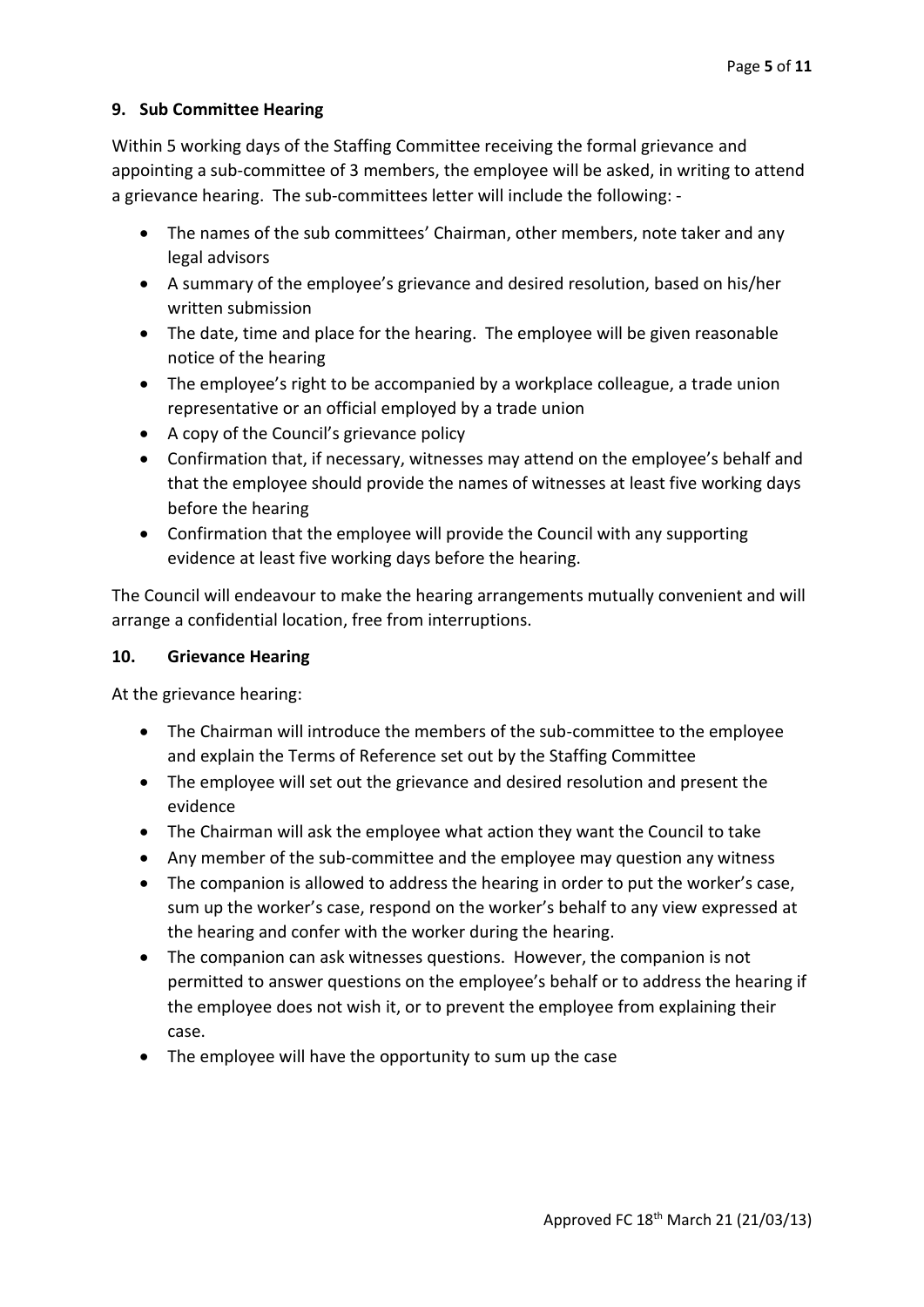## 9. Sub Committee Hearing

Within 5 working days of the Staffing Committee receiving the formal grievance and appointing a sub-committee of 3 members, the employee will be asked, in writing to attend a grievance hearing. The sub-committees letter will include the following: -

- The names of the sub committees' Chairman, other members, note taker and any legal advisors
- A summary of the employee's grievance and desired resolution, based on his/her written submission
- The date, time and place for the hearing. The employee will be given reasonable notice of the hearing
- The employee's right to be accompanied by a workplace colleague, a trade union representative or an official employed by a trade union
- A copy of the Council's grievance policy
- Confirmation that, if necessary, witnesses may attend on the employee's behalf and that the employee should provide the names of witnesses at least five working days before the hearing
- Confirmation that the employee will provide the Council with any supporting evidence at least five working days before the hearing.

The Council will endeavour to make the hearing arrangements mutually convenient and will arrange a confidential location, free from interruptions.

## 10. Grievance Hearing

At the grievance hearing:

- The Chairman will introduce the members of the sub-committee to the employee and explain the Terms of Reference set out by the Staffing Committee
- The employee will set out the grievance and desired resolution and present the evidence
- The Chairman will ask the employee what action they want the Council to take
- Any member of the sub-committee and the employee may question any witness
- The companion is allowed to address the hearing in order to put the worker's case, sum up the worker's case, respond on the worker's behalf to any view expressed at the hearing and confer with the worker during the hearing.
- The companion can ask witnesses questions. However, the companion is not permitted to answer questions on the employee's behalf or to address the hearing if the employee does not wish it, or to prevent the employee from explaining their case.
- The employee will have the opportunity to sum up the case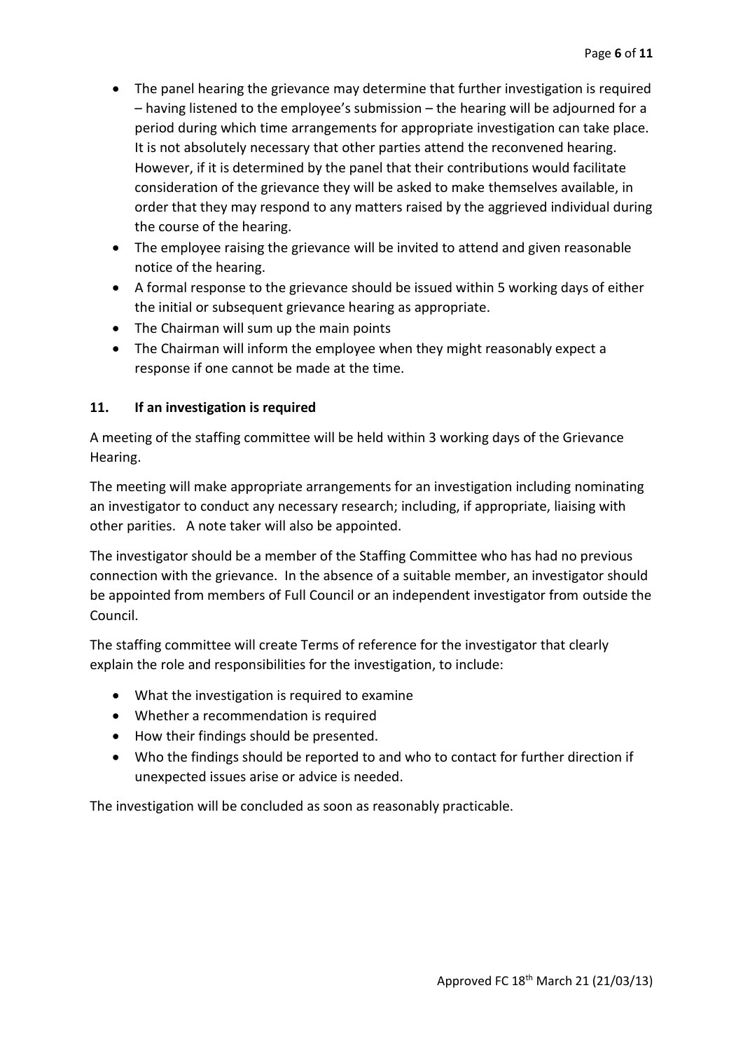- The panel hearing the grievance may determine that further investigation is required – having listened to the employee's submission – the hearing will be adjourned for a period during which time arrangements for appropriate investigation can take place. It is not absolutely necessary that other parties attend the reconvened hearing. However, if it is determined by the panel that their contributions would facilitate consideration of the grievance they will be asked to make themselves available, in order that they may respond to any matters raised by the aggrieved individual during the course of the hearing.
- The employee raising the grievance will be invited to attend and given reasonable notice of the hearing.
- A formal response to the grievance should be issued within 5 working days of either the initial or subsequent grievance hearing as appropriate.
- The Chairman will sum up the main points
- The Chairman will inform the employee when they might reasonably expect a response if one cannot be made at the time.

## 11. If an investigation is required

A meeting of the staffing committee will be held within 3 working days of the Grievance Hearing.

The meeting will make appropriate arrangements for an investigation including nominating an investigator to conduct any necessary research; including, if appropriate, liaising with other parities. A note taker will also be appointed.

The investigator should be a member of the Staffing Committee who has had no previous connection with the grievance. In the absence of a suitable member, an investigator should be appointed from members of Full Council or an independent investigator from outside the Council.

The staffing committee will create Terms of reference for the investigator that clearly explain the role and responsibilities for the investigation, to include:

- What the investigation is required to examine
- Whether a recommendation is required
- How their findings should be presented.
- Who the findings should be reported to and who to contact for further direction if unexpected issues arise or advice is needed.

The investigation will be concluded as soon as reasonably practicable.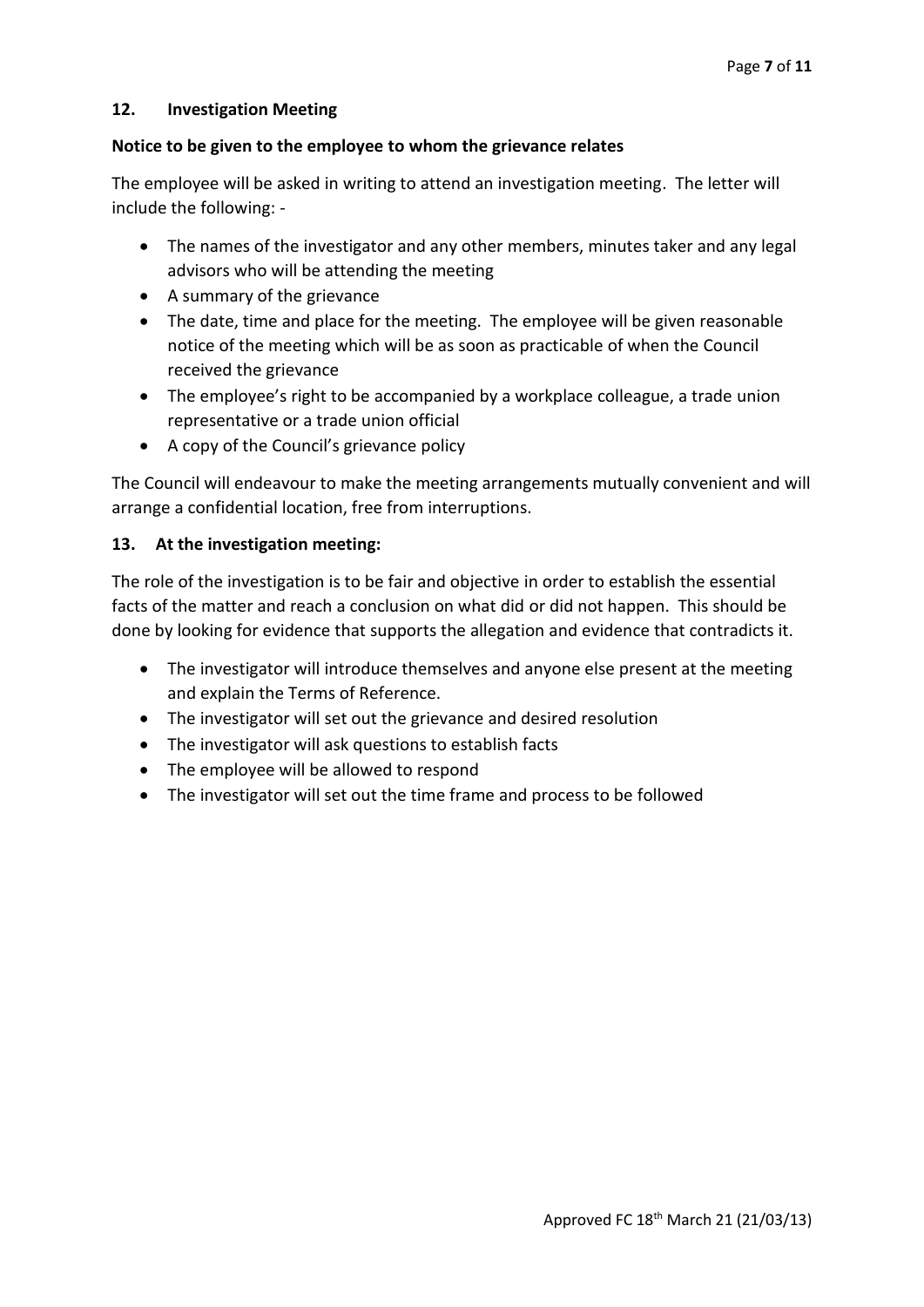## 12. Investigation Meeting

**Notice to be given to the employee to whom the grievance relates**

The employee will be asked in writing to attend an investigation meeting. The letter will include the following: -

- The names of the investigator and any other members, minutes taker and any legal advisors who will be attending the meeting
- A summary of the grievance
- The date, time and place for the meeting. The employee will be given reasonable notice of the meeting which will be as soon as practicable of when the Council received the grievance
- The employee's right to be accompanied by a workplace colleague, a trade union representative or a trade union official
- A copy of the Council's grievance policy

The Council will endeavour to make the meeting arrangements mutually convenient and will arrange a confidential location, free from interruptions.

## 13. At the investigation meeting:

The role of the investigation is to be fair and objective in order to establish the essential facts of the matter and reach a conclusion on what did or did not happen. This should be done by looking for evidence that supports the allegation and evidence that contradicts it.

- The investigator will introduce themselves and anyone else present at the meeting and explain the Terms of Reference.
- The investigator will set out the grievance and desired resolution
- The investigator will ask questions to establish facts
- The employee will be allowed to respond
- The investigator will set out the time frame and process to be followed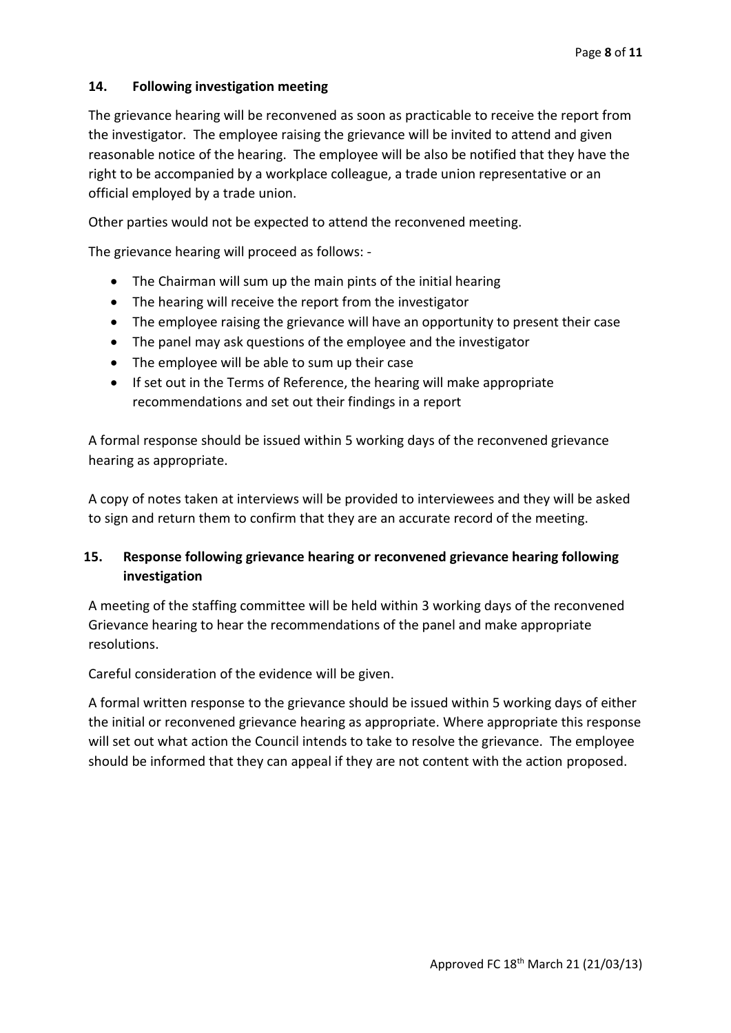## 14. Following investigation meeting

The grievance hearing will be reconvened as soon as practicable to receive the report from the investigator. The employee raising the grievance will be invited to attend and given reasonable notice of the hearing. The employee will be also be notified that they have the right to be accompanied by a workplace colleague, a trade union representative or an official employed by a trade union.

Other parties would not be expected to attend the reconvened meeting.

The grievance hearing will proceed as follows: -

- The Chairman will sum up the main pints of the initial hearing
- The hearing will receive the report from the investigator
- The employee raising the grievance will have an opportunity to present their case
- The panel may ask questions of the employee and the investigator
- The employee will be able to sum up their case
- If set out in the Terms of Reference, the hearing will make appropriate recommendations and set out their findings in a report

A formal response should be issued within 5 working days of the reconvened grievance hearing as appropriate.

A copy of notes taken at interviews will be provided to interviewees and they will be asked to sign and return them to confirm that they are an accurate record of the meeting.

## 15. Response following grievance hearing or reconvened grievance hearing following investigation

A meeting of the staffing committee will be held within 3 working days of the reconvened Grievance hearing to hear the recommendations of the panel and make appropriate resolutions.

Careful consideration of the evidence will be given.

A formal written response to the grievance should be issued within 5 working days of either the initial or reconvened grievance hearing as appropriate. Where appropriate this response will set out what action the Council intends to take to resolve the grievance. The employee should be informed that they can appeal if they are not content with the action proposed.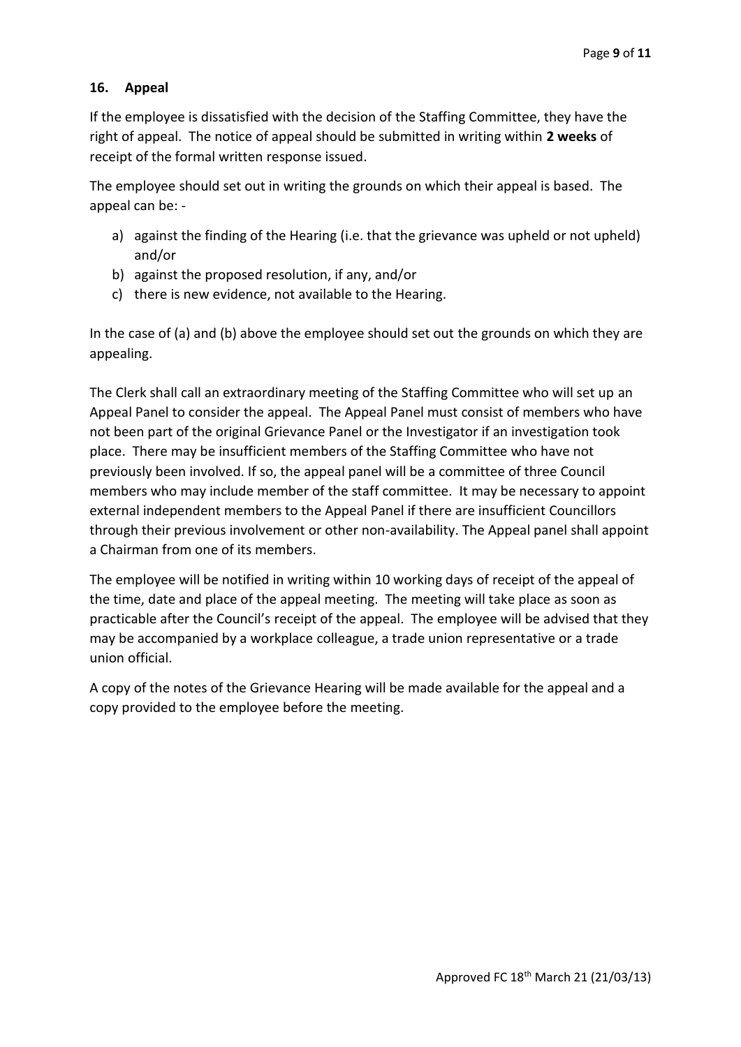## 16. Appeal

If the employee is dissatisfied with the decision of the Staffing Committee, they have the right of appeal. The notice of appeal should be submitted in writing within **2 weeks** of receipt of the formal written response issued.

The employee should set out in writing the grounds on which their appeal is based. The appeal can be: -

a) against the finding of the Hearing (i.e. that the grievance was upheld or not upheld) and/or
b) against the proposed resolution, if any, and/or
c) there is new evidence, not available to the Hearing.

In the case of (a) and (b) above the employee should set out the grounds on which they are appealing.

The Clerk shall call an extraordinary meeting of the Staffing Committee who will set up an Appeal Panel to consider the appeal. The Appeal Panel must consist of members who have not been part of the original Grievance Panel or the Investigator if an investigation took place. There may be insufficient members of the Staffing Committee who have not previously been involved. If so, the appeal panel will be a committee of three Council members who may include member of the staff committee. It may be necessary to appoint external independent members to the Appeal Panel if there are insufficient Councillors through their previous involvement or other non-availability. The Appeal panel shall appoint a Chairman from one of its members.

The employee will be notified in writing within 10 working days of receipt of the appeal of the time, date and place of the appeal meeting. The meeting will take place as soon as practicable after the Council's receipt of the appeal. The employee will be advised that they may be accompanied by a workplace colleague, a trade union representative or a trade union official.

A copy of the notes of the Grievance Hearing will be made available for the appeal and a copy provided to the employee before the meeting.

Approved FC 18th March 21 (21/03/13)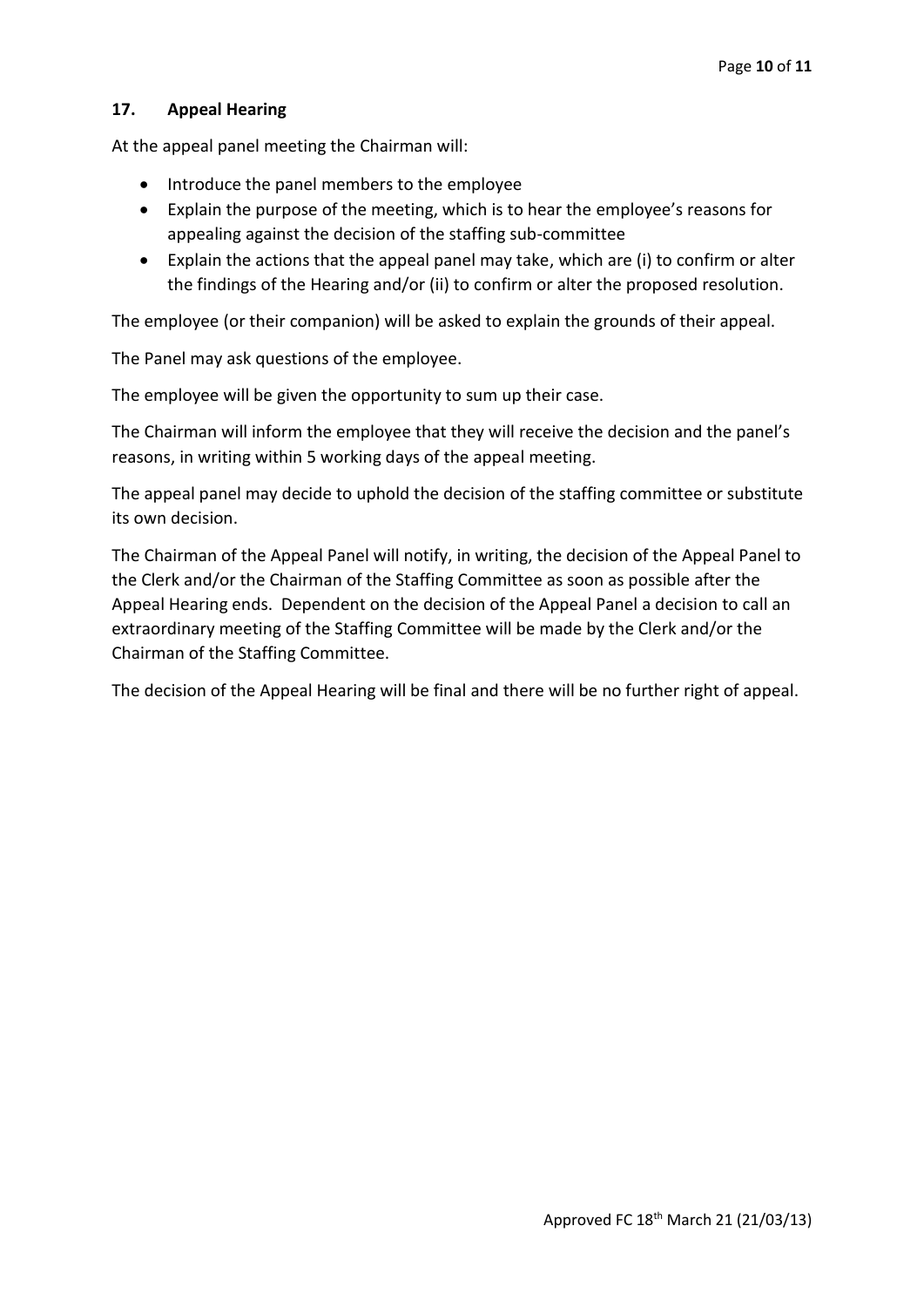## 17. Appeal Hearing

At the appeal panel meeting the Chairman will:

- Introduce the panel members to the employee
- Explain the purpose of the meeting, which is to hear the employee's reasons for appealing against the decision of the staffing sub-committee
- Explain the actions that the appeal panel may take, which are (i) to confirm or alter the findings of the Hearing and/or (ii) to confirm or alter the proposed resolution.

The employee (or their companion) will be asked to explain the grounds of their appeal.

The Panel may ask questions of the employee.

The employee will be given the opportunity to sum up their case.

The Chairman will inform the employee that they will receive the decision and the panel's reasons, in writing within 5 working days of the appeal meeting.

The appeal panel may decide to uphold the decision of the staffing committee or substitute its own decision.

The Chairman of the Appeal Panel will notify, in writing, the decision of the Appeal Panel to the Clerk and/or the Chairman of the Staffing Committee as soon as possible after the Appeal Hearing ends. Dependent on the decision of the Appeal Panel a decision to call an extraordinary meeting of the Staffing Committee will be made by the Clerk and/or the Chairman of the Staffing Committee.

The decision of the Appeal Hearing will be final and there will be no further right of appeal.

Approved FC 18th March 21 (21/03/13)